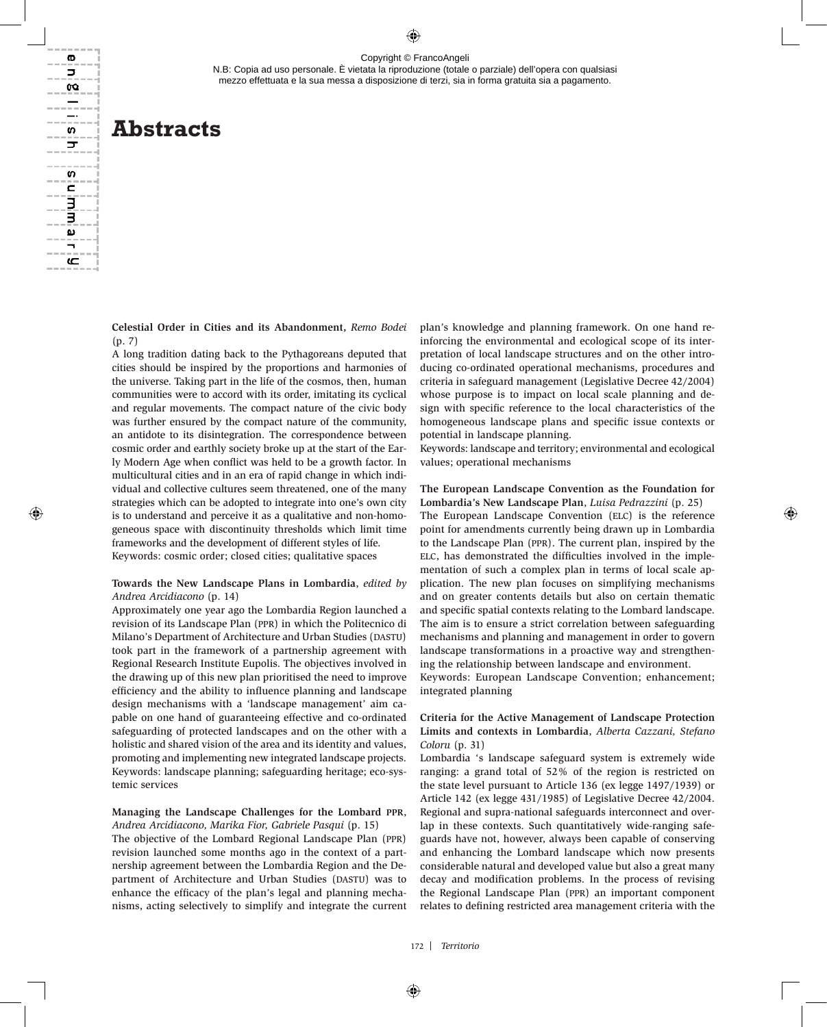# Abstracts

**Celestial Order in Cities and its Abandonment,** *Remo Bodei* (p. 7)
A long tradition dating back to the Pythagoreans deputed that cities should be inspired by the proportions and harmonies of the universe. Taking part in the life of the cosmos, then, human communities were to accord with its order, imitating its cyclical and regular movements. The compact nature of the civic body was further ensured by the compact nature of the community, an antidote to its disintegration. The correspondence between cosmic order and earthly society broke up at the start of the Early Modern Age when conflict was held to be a growth factor. In multicultural cities and in an era of rapid change in which individual and collective cultures seem threatened, one of the many strategies which can be adopted to integrate into one's own city is to understand and perceive it as a qualitative and non-homogeneous space with discontinuity thresholds which limit time frameworks and the development of different styles of life.
Keywords: cosmic order; closed cities; qualitative spaces

**Towards the New Landscape Plans in Lombardia**, *edited by Andrea Arcidiacono* (p. 14)
Approximately one year ago the Lombardia Region launched a revision of its Landscape Plan (PPR) in which the Politecnico di Milano's Department of Architecture and Urban Studies (DASTU) took part in the framework of a partnership agreement with Regional Research Institute Eupolis. The objectives involved in the drawing up of this new plan prioritised the need to improve efficiency and the ability to influence planning and landscape design mechanisms with a 'landscape management' aim capable on one hand of guaranteeing effective and co-ordinated safeguarding of protected landscapes and on the other with a holistic and shared vision of the area and its identity and values, promoting and implementing new integrated landscape projects.
Keywords: landscape planning; safeguarding heritage; eco-systemic services

**Managing the Landscape Challenges for the Lombard PPR**, *Andrea Arcidiacono, Marika Fior, Gabriele Pasqui* (p. 15)
The objective of the Lombard Regional Landscape Plan (PPR) revision launched some months ago in the context of a partnership agreement between the Lombardia Region and the Department of Architecture and Urban Studies (DASTU) was to enhance the efficacy of the plan's legal and planning mechanisms, acting selectively to simplify and integrate the current plan's knowledge and planning framework. On one hand reinforcing the environmental and ecological scope of its interpretation of local landscape structures and on the other introducing co-ordinated operational mechanisms, procedures and criteria in safeguard management (Legislative Decree 42/2004) whose purpose is to impact on local scale planning and design with specific reference to the local characteristics of the homogeneous landscape plans and specific issue contexts or potential in landscape planning.
Keywords: landscape and territory; environmental and ecological values; operational mechanisms

**The European Landscape Convention as the Foundation for Lombardia's New Landscape Plan**, *Luisa Pedrazzini* (p. 25)
The European Landscape Convention (ELC) is the reference point for amendments currently being drawn up in Lombardia to the Landscape Plan (PPR). The current plan, inspired by the ELC, has demonstrated the difficulties involved in the implementation of such a complex plan in terms of local scale application. The new plan focuses on simplifying mechanisms and on greater contents details but also on certain thematic and specific spatial contexts relating to the Lombard landscape. The aim is to ensure a strict correlation between safeguarding mechanisms and planning and management in order to govern landscape transformations in a proactive way and strengthening the relationship between landscape and environment.
Keywords: European Landscape Convention; enhancement; integrated planning

**Criteria for the Active Management of Landscape Protection Limits and contexts in Lombardia**, *Alberta Cazzani, Stefano Coloru* (p. 31)
Lombardia 's landscape safeguard system is extremely wide ranging: a grand total of 52% of the region is restricted on the state level pursuant to Article 136 (ex legge 1497/1939) or Article 142 (ex legge 431/1985) of Legislative Decree 42/2004. Regional and supra-national safeguards interconnect and overlap in these contexts. Such quantitatively wide-ranging safeguards have not, however, always been capable of conserving and enhancing the Lombard landscape which now presents considerable natural and developed value but also a great many decay and modification problems. In the process of revising the Regional Landscape Plan (PPR) an important component relates to defining restricted area management criteria with the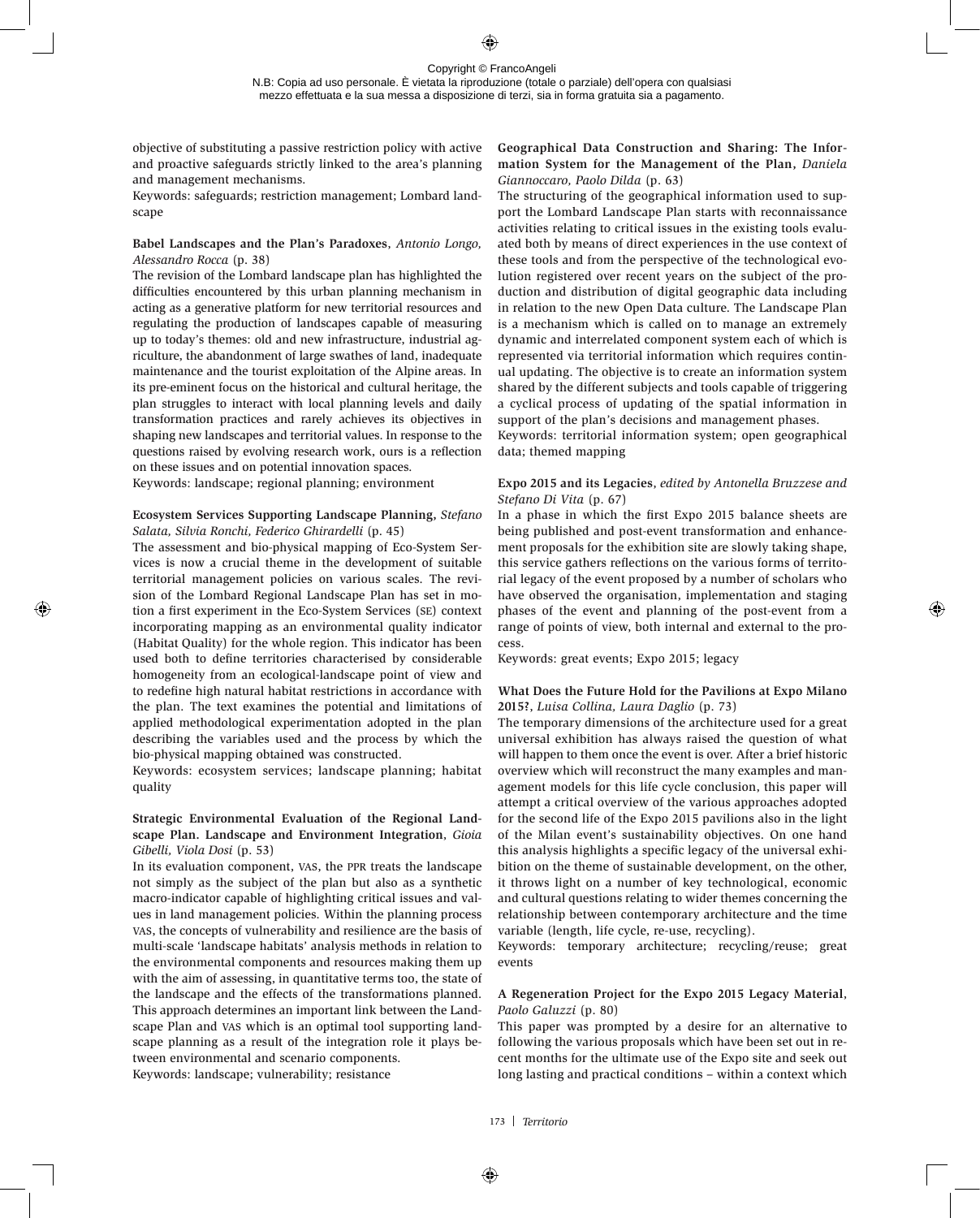objective of substituting a passive restriction policy with active and proactive safeguards strictly linked to the area's planning and management mechanisms.

Keywords: safeguards; restriction management; Lombard landscape

**Babel Landscapes and the Plan's Paradoxes**, *Antonio Longo, Alessandro Rocca* (p. 38)

The revision of the Lombard landscape plan has highlighted the difficulties encountered by this urban planning mechanism in acting as a generative platform for new territorial resources and regulating the production of landscapes capable of measuring up to today's themes: old and new infrastructure, industrial agriculture, the abandonment of large swathes of land, inadequate maintenance and the tourist exploitation of the Alpine areas. In its pre-eminent focus on the historical and cultural heritage, the plan struggles to interact with local planning levels and daily transformation practices and rarely achieves its objectives in shaping new landscapes and territorial values. In response to the questions raised by evolving research work, ours is a reflection on these issues and on potential innovation spaces.

Keywords: landscape; regional planning; environment

**Ecosystem Services Supporting Landscape Planning**, *Stefano Salata, Silvia Ronchi, Federico Ghirardelli* (p. 45)

The assessment and bio-physical mapping of Eco-System Services is now a crucial theme in the development of suitable territorial management policies on various scales. The revision of the Lombard Regional Landscape Plan has set in motion a first experiment in the Eco-System Services (SE) context incorporating mapping as an environmental quality indicator (Habitat Quality) for the whole region. This indicator has been used both to define territories characterised by considerable homogeneity from an ecological-landscape point of view and to redefine high natural habitat restrictions in accordance with the plan. The text examines the potential and limitations of applied methodological experimentation adopted in the plan describing the variables used and the process by which the bio-physical mapping obtained was constructed.

Keywords: ecosystem services; landscape planning; habitat quality

**Strategic Environmental Evaluation of the Regional Landscape Plan. Landscape and Environment Integration**, *Gioia Gibelli, Viola Dosi* (p. 53)

In its evaluation component, VAS, the PPR treats the landscape not simply as the subject of the plan but also as a synthetic macro-indicator capable of highlighting critical issues and values in land management policies. Within the planning process VAS, the concepts of vulnerability and resilience are the basis of multi-scale 'landscape habitats' analysis methods in relation to the environmental components and resources making them up with the aim of assessing, in quantitative terms too, the state of the landscape and the effects of the transformations planned. This approach determines an important link between the Landscape Plan and VAS which is an optimal tool supporting landscape planning as a result of the integration role it plays between environmental and scenario components.

Keywords: landscape; vulnerability; resistance

**Geographical Data Construction and Sharing: The Information System for the Management of the Plan**, *Daniela Giannoccaro, Paolo Dilda* (p. 63)

The structuring of the geographical information used to support the Lombard Landscape Plan starts with reconnaissance activities relating to critical issues in the existing tools evaluated both by means of direct experiences in the use context of these tools and from the perspective of the technological evolution registered over recent years on the subject of the production and distribution of digital geographic data including in relation to the new Open Data culture. The Landscape Plan is a mechanism which is called on to manage an extremely dynamic and interrelated component system each of which is represented via territorial information which requires continual updating. The objective is to create an information system shared by the different subjects and tools capable of triggering a cyclical process of updating of the spatial information in support of the plan's decisions and management phases.

Keywords: territorial information system; open geographical data; themed mapping

**Expo 2015 and its Legacies**, *edited by Antonella Bruzzese and Stefano Di Vita* (p. 67)

In a phase in which the first Expo 2015 balance sheets are being published and post-event transformation and enhancement proposals for the exhibition site are slowly taking shape, this service gathers reflections on the various forms of territorial legacy of the event proposed by a number of scholars who have observed the organisation, implementation and staging phases of the event and planning of the post-event from a range of points of view, both internal and external to the process.

Keywords: great events; Expo 2015; legacy

**What Does the Future Hold for the Pavilions at Expo Milano 2015?**, *Luisa Collina, Laura Daglio* (p. 73)

The temporary dimensions of the architecture used for a great universal exhibition has always raised the question of what will happen to them once the event is over. After a brief historic overview which will reconstruct the many examples and management models for this life cycle conclusion, this paper will attempt a critical overview of the various approaches adopted for the second life of the Expo 2015 pavilions also in the light of the Milan event's sustainability objectives. On one hand this analysis highlights a specific legacy of the universal exhibition on the theme of sustainable development, on the other, it throws light on a number of key technological, economic and cultural questions relating to wider themes concerning the relationship between contemporary architecture and the time variable (length, life cycle, re-use, recycling).

Keywords: temporary architecture; recycling/reuse; great events

**A Regeneration Project for the Expo 2015 Legacy Material**, *Paolo Galuzzi* (p. 80)

This paper was prompted by a desire for an alternative to following the various proposals which have been set out in recent months for the ultimate use of the Expo site and seek out long lasting and practical conditions – within a context which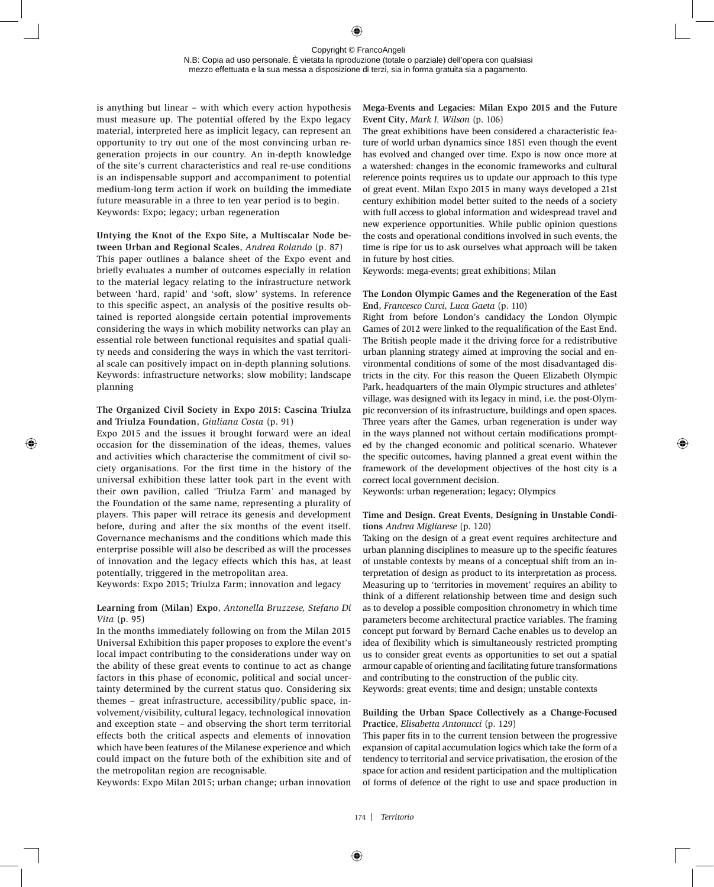is anything but linear – with which every action hypothesis must measure up. The potential offered by the Expo legacy material, interpreted here as implicit legacy, can represent an opportunity to try out one of the most convincing urban regeneration projects in our country. An in-depth knowledge of the site's current characteristics and real re-use conditions is an indispensable support and accompaniment to potential medium-long term action if work on building the immediate future measurable in a three to ten year period is to begin.
Keywords: Expo; legacy; urban regeneration

**Untying the Knot of the Expo Site, a Multiscalar Node between Urban and Regional Scales**, *Andrea Rolando* (p. 87)
This paper outlines a balance sheet of the Expo event and briefly evaluates a number of outcomes especially in relation to the material legacy relating to the infrastructure network between 'hard, rapid' and 'soft, slow' systems. In reference to this specific aspect, an analysis of the positive results obtained is reported alongside certain potential improvements considering the ways in which mobility networks can play an essential role between functional requisites and spatial quality needs and considering the ways in which the vast territorial scale can positively impact on in-depth planning solutions.
Keywords: infrastructure networks; slow mobility; landscape planning

**The Organized Civil Society in Expo 2015: Cascina Triulza and Triulza Foundation**, *Giuliana Costa* (p. 91)
Expo 2015 and the issues it brought forward were an ideal occasion for the dissemination of the ideas, themes, values and activities which characterise the commitment of civil society organisations. For the first time in the history of the universal exhibition these latter took part in the event with their own pavilion, called 'Triulza Farm' and managed by the Foundation of the same name, representing a plurality of players. This paper will retrace its genesis and development before, during and after the six months of the event itself. Governance mechanisms and the conditions which made this enterprise possible will also be described as will the processes of innovation and the legacy effects which this has, at least potentially, triggered in the metropolitan area.
Keywords: Expo 2015; Triulza Farm; innovation and legacy

**Learning from (Milan) Expo**, *Antonella Bruzzese, Stefano Di Vita* (p. 95)
In the months immediately following on from the Milan 2015 Universal Exhibition this paper proposes to explore the event's local impact contributing to the considerations under way on the ability of these great events to continue to act as change factors in this phase of economic, political and social uncertainty determined by the current status quo. Considering six themes – great infrastructure, accessibility/public space, involvement/visibility, cultural legacy, technological innovation and exception state – and observing the short term territorial effects both the critical aspects and elements of innovation which have been features of the Milanese experience and which could impact on the future both of the exhibition site and of the metropolitan region are recognisable.
Keywords: Expo Milan 2015; urban change; urban innovation

**Mega-Events and Legacies: Milan Expo 2015 and the Future Event City**, *Mark I. Wilson* (p. 106)
The great exhibitions have been considered a characteristic feature of world urban dynamics since 1851 even though the event has evolved and changed over time. Expo is now once more at a watershed: changes in the economic frameworks and cultural reference points requires us to update our approach to this type of great event. Milan Expo 2015 in many ways developed a 21st century exhibition model better suited to the needs of a society with full access to global information and widespread travel and new experience opportunities. While public opinion questions the costs and operational conditions involved in such events, the time is ripe for us to ask ourselves what approach will be taken in future by host cities.
Keywords: mega-events; great exhibitions; Milan

**The London Olympic Games and the Regeneration of the East End**, *Francesco Curci, Luca Gaeta* (p. 110)
Right from before London's candidacy the London Olympic Games of 2012 were linked to the requalification of the East End. The British people made it the driving force for a redistributive urban planning strategy aimed at improving the social and environmental conditions of some of the most disadvantaged districts in the city. For this reason the Queen Elizabeth Olympic Park, headquarters of the main Olympic structures and athletes' village, was designed with its legacy in mind, i.e. the post-Olympic reconversion of its infrastructure, buildings and open spaces. Three years after the Games, urban regeneration is under way in the ways planned not without certain modifications prompted by the changed economic and political scenario. Whatever the specific outcomes, having planned a great event within the framework of the development objectives of the host city is a correct local government decision.
Keywords: urban regeneration; legacy; Olympics

**Time and Design. Great Events, Designing in Unstable Conditions** *Andrea Migliarese* (p. 120)
Taking on the design of a great event requires architecture and urban planning disciplines to measure up to the specific features of unstable contexts by means of a conceptual shift from an interpretation of design as product to its interpretation as process. Measuring up to 'territories in movement' requires an ability to think of a different relationship between time and design such as to develop a possible composition chronometry in which time parameters become architectural practice variables. The framing concept put forward by Bernard Cache enables us to develop an idea of flexibility which is simultaneously restricted prompting us to consider great events as opportunities to set out a spatial armour capable of orienting and facilitating future transformations and contributing to the construction of the public city.
Keywords: great events; time and design; unstable contexts

**Building the Urban Space Collectively as a Change-Focused Practice**, *Elisabetta Antonucci* (p. 129)
This paper fits in to the current tension between the progressive expansion of capital accumulation logics which take the form of a tendency to territorial and service privatisation, the erosion of the space for action and resident participation and the multiplication of forms of defence of the right to use and space production in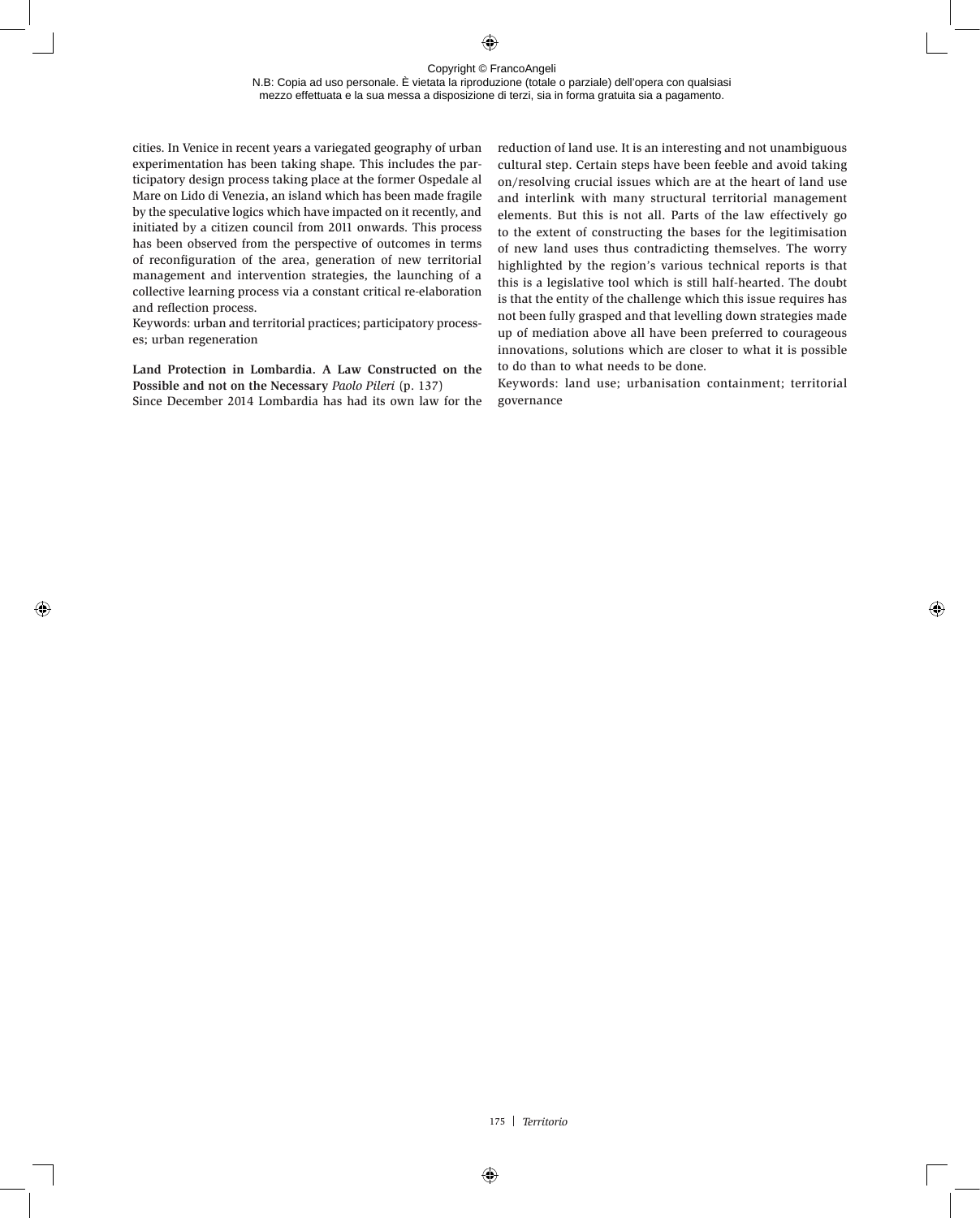cities. In Venice in recent years a variegated geography of urban experimentation has been taking shape. This includes the participatory design process taking place at the former Ospedale al Mare on Lido di Venezia, an island which has been made fragile by the speculative logics which have impacted on it recently, and initiated by a citizen council from 2011 onwards. This process has been observed from the perspective of outcomes in terms of reconfiguration of the area, generation of new territorial management and intervention strategies, the launching of a collective learning process via a constant critical re-elaboration and reflection process.

Keywords: urban and territorial practices; participatory processes; urban regeneration

**Land Protection in Lombardia. A Law Constructed on the Possible and not on the Necessary** *Paolo Pileri* (p. 137)

Since December 2014 Lombardia has had its own law for the reduction of land use. It is an interesting and not unambiguous cultural step. Certain steps have been feeble and avoid taking on/resolving crucial issues which are at the heart of land use and interlink with many structural territorial management elements. But this is not all. Parts of the law effectively go to the extent of constructing the bases for the legitimisation of new land uses thus contradicting themselves. The worry highlighted by the region's various technical reports is that this is a legislative tool which is still half-hearted. The doubt is that the entity of the challenge which this issue requires has not been fully grasped and that levelling down strategies made up of mediation above all have been preferred to courageous innovations, solutions which are closer to what it is possible to do than to what needs to be done.

Keywords: land use; urbanisation containment; territorial governance